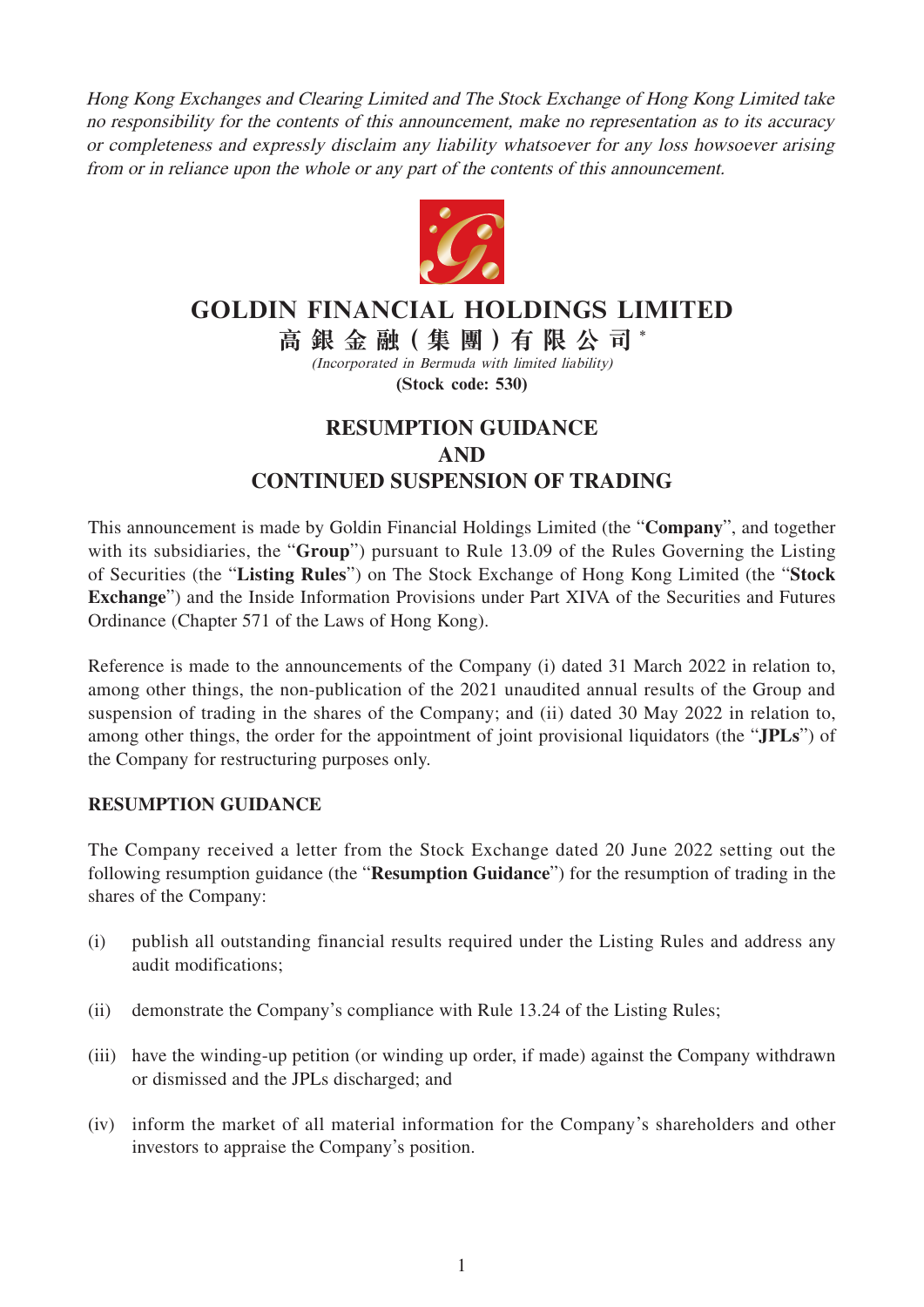*Hong Kong Exchanges and Clearing Limited and The Stock Exchange of Hong Kong Limited take no responsibility for the contents of this announcement, make no representation as to its accuracy or completeness and expressly disclaim any liability whatsoever for any loss howsoever arising from or in reliance upon the whole or any part of the contents of this announcement.*

# GOLDIN FINANCIAL HOLDINGS LIMITED

# 高銀金融(集團)有限公司*

*(Incorporated in Bermuda with limited liability)*

**(Stock code: 530)**

## RESUMPTION GUIDANCE AND CONTINUED SUSPENSION OF TRADING

This announcement is made by Goldin Financial Holdings Limited (the "**Company**", and together with its subsidiaries, the "**Group**") pursuant to Rule 13.09 of the Rules Governing the Listing of Securities (the "**Listing Rules**") on The Stock Exchange of Hong Kong Limited (the "**Stock Exchange**") and the Inside Information Provisions under Part XIVA of the Securities and Futures Ordinance (Chapter 571 of the Laws of Hong Kong).

Reference is made to the announcements of the Company (i) dated 31 March 2022 in relation to, among other things, the non-publication of the 2021 unaudited annual results of the Group and suspension of trading in the shares of the Company; and (ii) dated 30 May 2022 in relation to, among other things, the order for the appointment of joint provisional liquidators (the "**JPLs**") of the Company for restructuring purposes only.

### RESUMPTION GUIDANCE

The Company received a letter from the Stock Exchange dated 20 June 2022 setting out the following resumption guidance (the "**Resumption Guidance**") for the resumption of trading in the shares of the Company:

(i) publish all outstanding financial results required under the Listing Rules and address any audit modifications;

(ii) demonstrate the Company's compliance with Rule 13.24 of the Listing Rules;

(iii) have the winding-up petition (or winding up order, if made) against the Company withdrawn or dismissed and the JPLs discharged; and

(iv) inform the market of all material information for the Company's shareholders and other investors to appraise the Company's position.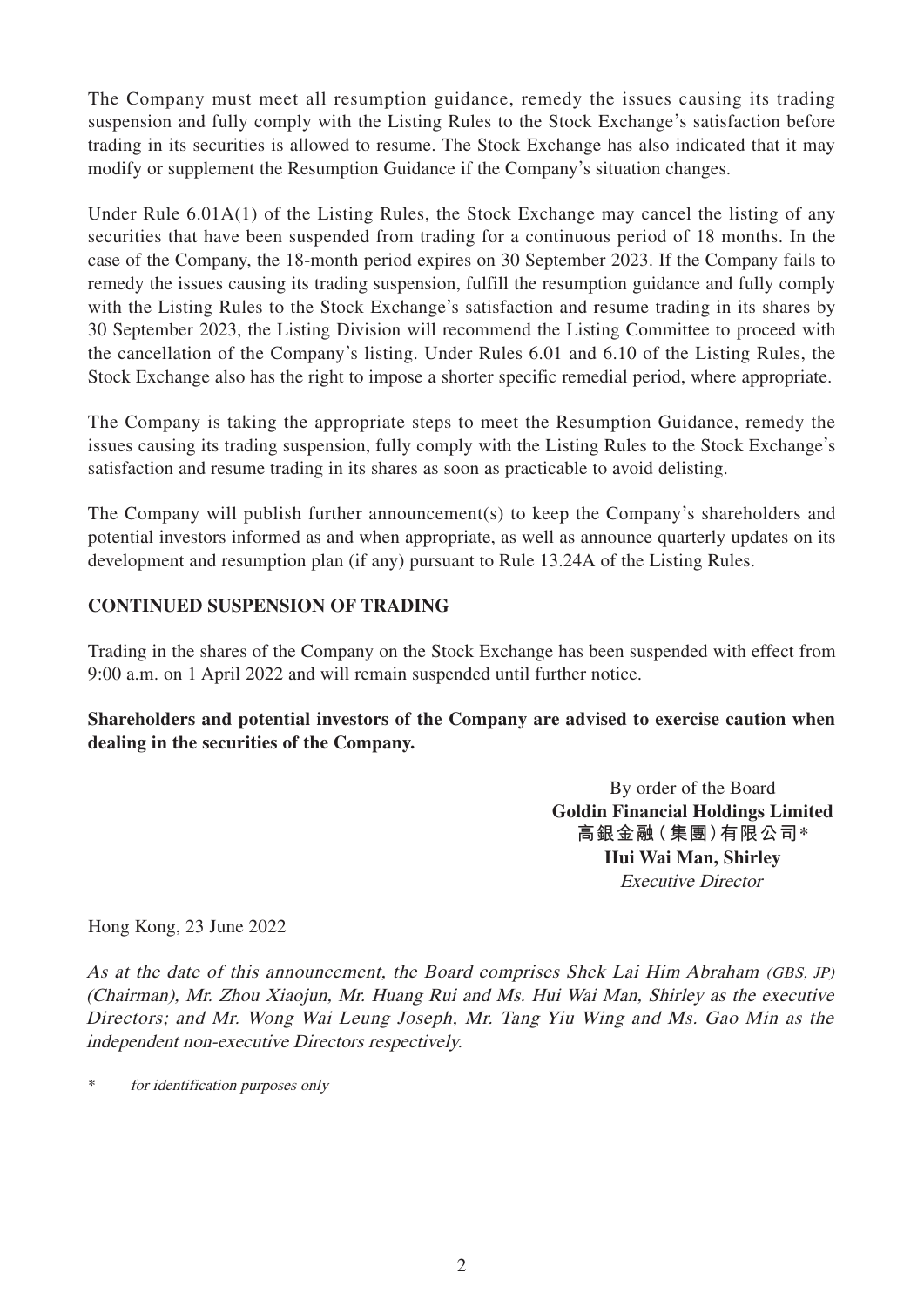The Company must meet all resumption guidance, remedy the issues causing its trading suspension and fully comply with the Listing Rules to the Stock Exchange's satisfaction before trading in its securities is allowed to resume. The Stock Exchange has also indicated that it may modify or supplement the Resumption Guidance if the Company's situation changes.

Under Rule 6.01A(1) of the Listing Rules, the Stock Exchange may cancel the listing of any securities that have been suspended from trading for a continuous period of 18 months. In the case of the Company, the 18-month period expires on 30 September 2023. If the Company fails to remedy the issues causing its trading suspension, fulfill the resumption guidance and fully comply with the Listing Rules to the Stock Exchange's satisfaction and resume trading in its shares by 30 September 2023, the Listing Division will recommend the Listing Committee to proceed with the cancellation of the Company's listing. Under Rules 6.01 and 6.10 of the Listing Rules, the Stock Exchange also has the right to impose a shorter specific remedial period, where appropriate.

The Company is taking the appropriate steps to meet the Resumption Guidance, remedy the issues causing its trading suspension, fully comply with the Listing Rules to the Stock Exchange's satisfaction and resume trading in its shares as soon as practicable to avoid delisting.

The Company will publish further announcement(s) to keep the Company's shareholders and potential investors informed as and when appropriate, as well as announce quarterly updates on its development and resumption plan (if any) pursuant to Rule 13.24A of the Listing Rules.

## CONTINUED SUSPENSION OF TRADING

Trading in the shares of the Company on the Stock Exchange has been suspended with effect from 9:00 a.m. on 1 April 2022 and will remain suspended until further notice.

**Shareholders and potential investors of the Company are advised to exercise caution when dealing in the securities of the Company.**

By order of the Board
**Goldin Financial Holdings Limited**
**高銀金融(集團)有限公司***
**Hui Wai Man, Shirley**
*Executive Director*

Hong Kong, 23 June 2022

*As at the date of this announcement, the Board comprises Shek Lai Him Abraham (GBS, JP) (Chairman), Mr. Zhou Xiaojun, Mr. Huang Rui and Ms. Hui Wai Man, Shirley as the executive Directors; and Mr. Wong Wai Leung Joseph, Mr. Tang Yiu Wing and Ms. Gao Min as the independent non-executive Directors respectively.*

\* *for identification purposes only*